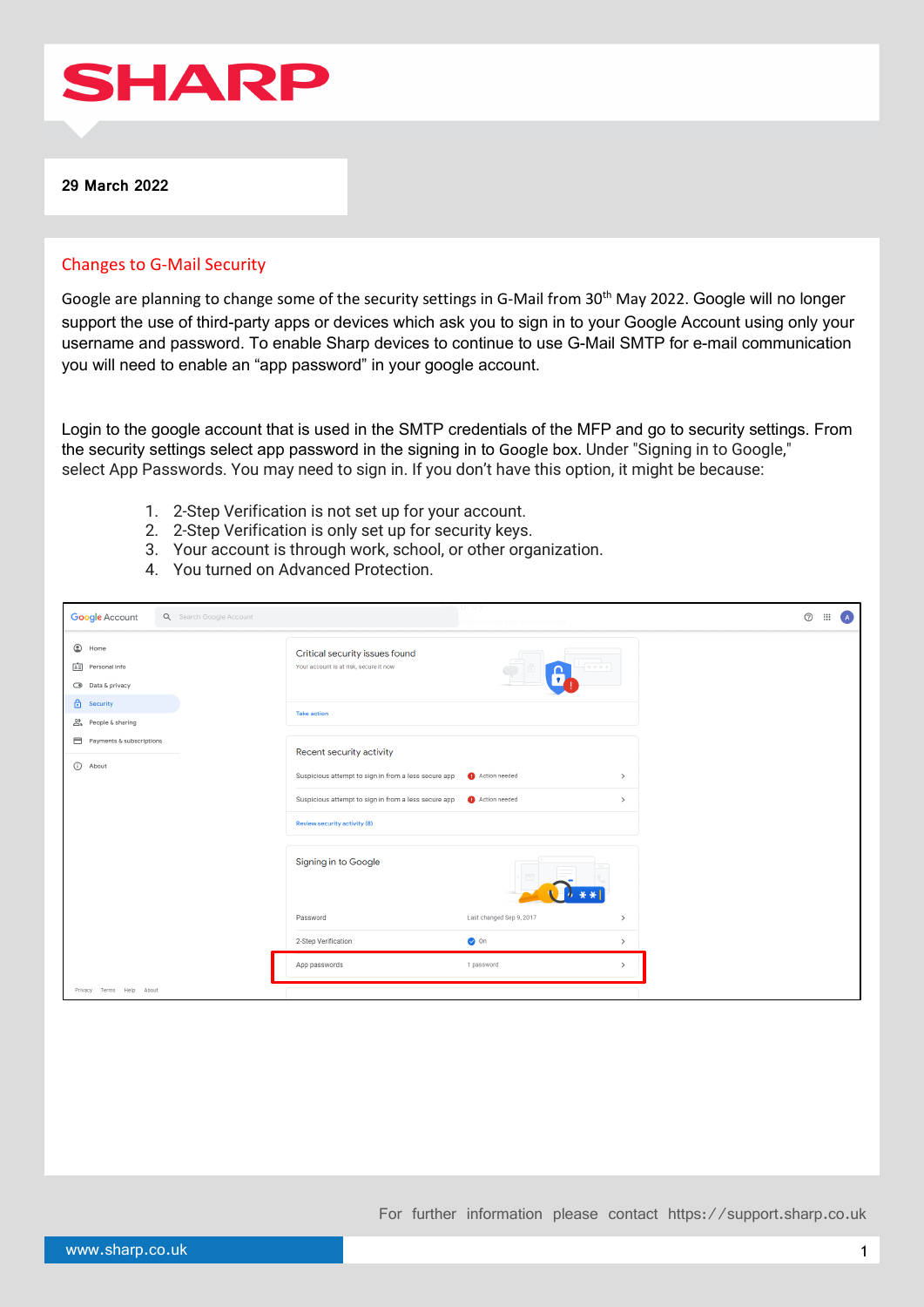29 March 2022

## Changes to G-Mail Security

Google are planning to change some of the security settings in G-Mail from 30th May 2022. Google will no longer support the use of third-party apps or devices which ask you to sign in to your Google Account using only your username and password. To enable Sharp devices to continue to use G-Mail SMTP for e-mail communication you will need to enable an "app password" in your google account.

Login to the google account that is used in the SMTP credentials of the MFP and go to security settings. From the security settings select app password in the signing in to Google box. Under "Signing in to Google," select App Passwords. You may need to sign in. If you don't have this option, it might be because:

1. 2-Step Verification is not set up for your account.
2. 2-Step Verification is only set up for security keys.
3. Your account is through work, school, or other organization.
4. You turned on Advanced Protection.

For further information please contact https://support.sharp.co.uk

www.sharp.co.uk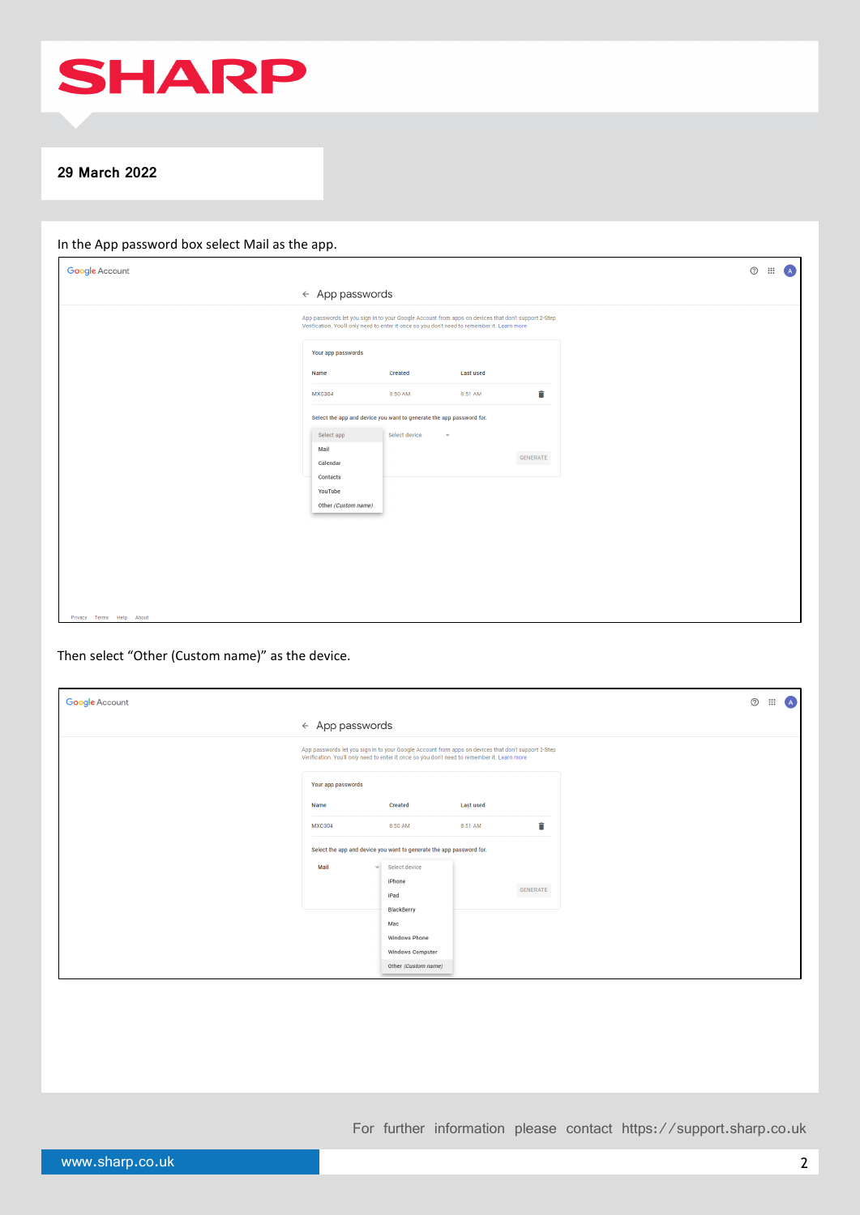29 March 2022

In the App password box select Mail as the app.

Google Account

← App passwords

App passwords let you sign in to your Google Account from apps on devices that don't support 2-Step Verification. You'll only need to enter it once so you don't need to remember it. Learn more

Your app passwords

| Name | Created | Last used |
|---|---|---|
| MXC304 | 8:50 AM | 8:51 AM |

Select the app and device you want to generate the app password for.

Select app
- Mail
- Calendar
- Contacts
- YouTube
- Other *(Custom name)*

Select device

GENERATE

Privacy Terms Help About

Then select "Other (Custom name)" as the device.

Google Account

← App passwords

App passwords let you sign in to your Google Account from apps on devices that don't support 2-Step Verification. You'll only need to enter it once so you don't need to remember it. Learn more

Your app passwords

| Name | Created | Last used |
|---|---|---|
| MXC304 | 8:50 AM | 8:51 AM |

Select the app and device you want to generate the app password for.

Mail

Select device
- iPhone
- iPad
- BlackBerry
- Mac
- Windows Phone
- Windows Computer
- Other *(Custom name)*

GENERATE

For further information please contact https://support.sharp.co.uk

www.sharp.co.uk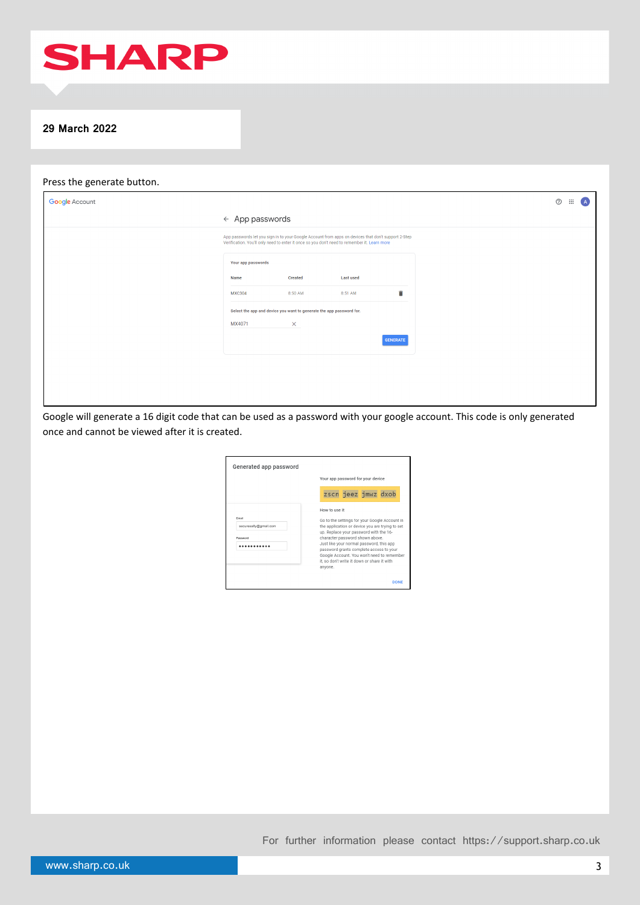29 March 2022

Press the generate button.

Google will generate a 16 digit code that can be used as a password with your google account. This code is only generated once and cannot be viewed after it is created.

For further information please contact https://support.sharp.co.uk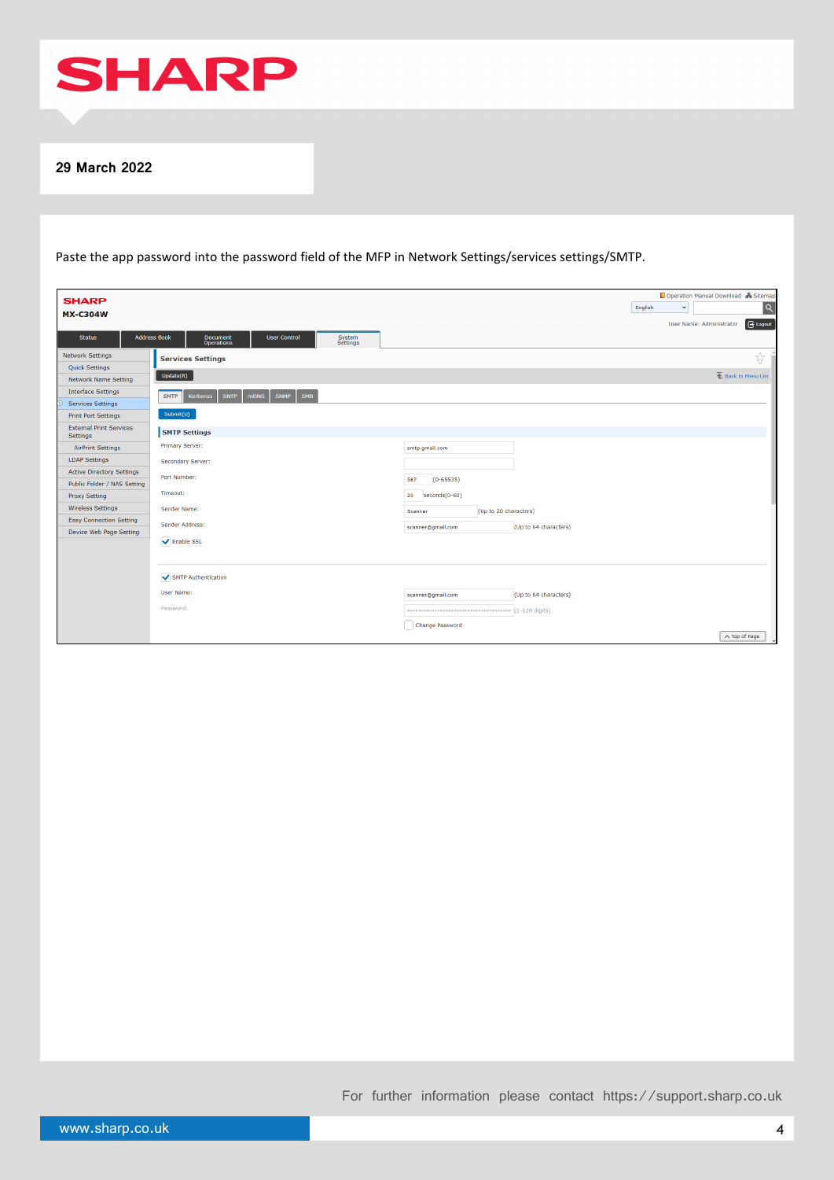**29 March 2022**

Paste the app password into the password field of the MFP in Network Settings/services settings/SMTP.

SHARP
MX-C304W

Operation Manual Download | Sitemap
English
User Name: Administrator | Logout

Status | Address Book | Document Operations | User Control | System Settings

Network Settings
Quick Settings
Network Name Setting
Interface Settings
Services Settings
Print Port Settings
External Print Services Settings
AirPrint Settings
LDAP Settings
Active Directory Settings
Public Folder / NAS Setting
Proxy Setting
Wireless Settings
Easy Connection Setting
Device Web Page Setting

**Services Settings**

Update(R) | Back to Menu List

SMTP | Kerberos | SNTP | mDNS | SNMP | SMB

Submit(U)

**SMTP Settings**

Primary Server: smtp.gmail.com
Secondary Server:
Port Number: 587 (0-65535)
Timeout: 20 seconds(0-60)
Sender Name: Scanner (Up to 20 characters)
Sender Address: scanner@gmail.com (Up to 64 characters)
Enable SSL

SMTP Authentication
User Name: scanner@gmail.com (Up to 64 characters)
Password: •••••••••••••••••••••••••••••••••••• (1-128 digits)
Change Password

Top of Page

For further information please contact https://support.sharp.co.uk

www.sharp.co.uk